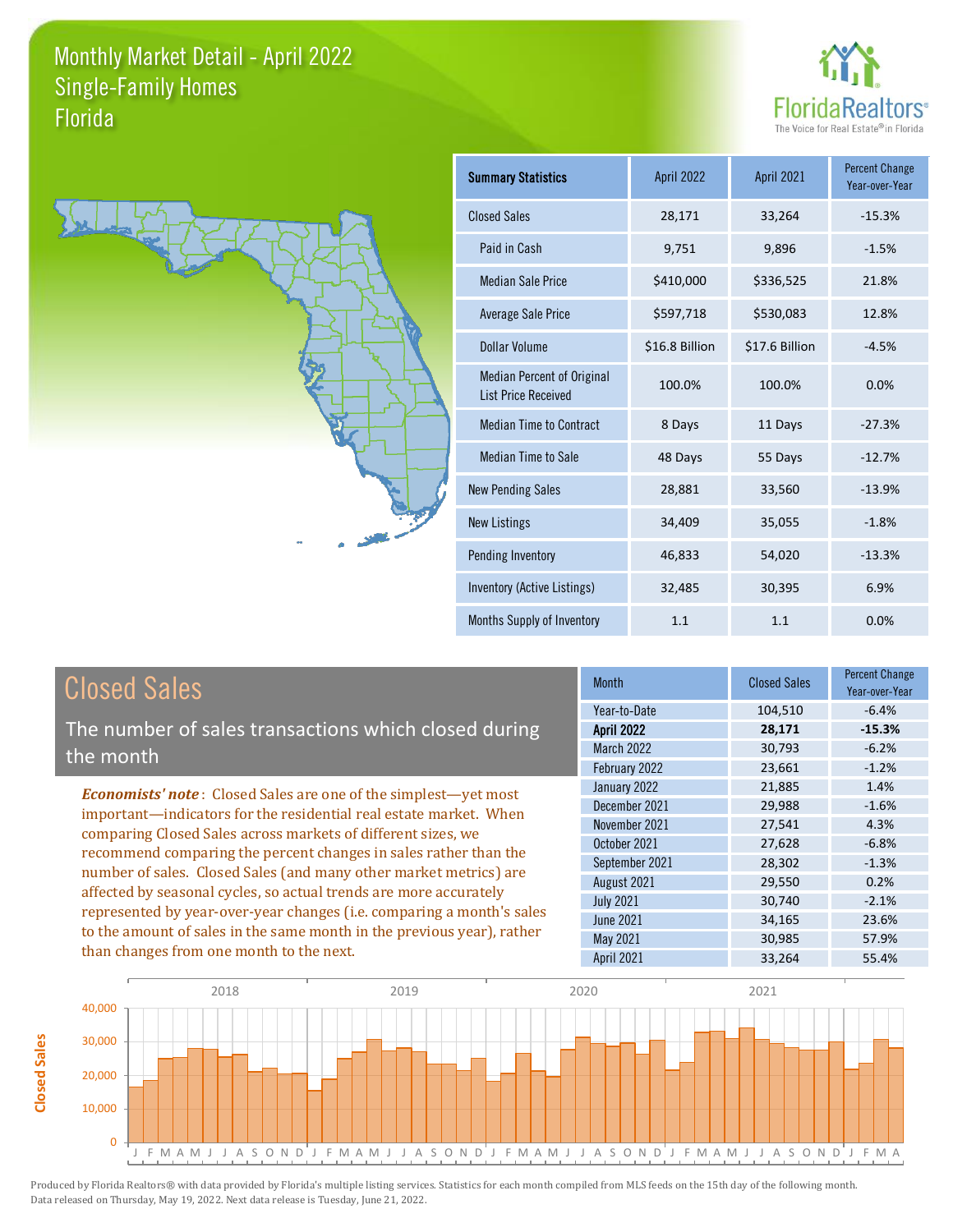# Monthly Market Detail - April 2022
## Single-Family Homes
## Florida

FloridaRealtors® The Voice for Real Estate® in Florida

| Summary Statistics | April 2022 | April 2021 | Percent Change Year-over-Year |
|---|---|---|---|
| Closed Sales | 28,171 | 33,264 | -15.3% |
| Paid in Cash | 9,751 | 9,896 | -1.5% |
| Median Sale Price | $410,000 | $336,525 | 21.8% |
| Average Sale Price | $597,718 | $530,083 | 12.8% |
| Dollar Volume | $16.8 Billion | $17.6 Billion | -4.5% |
| Median Percent of Original List Price Received | 100.0% | 100.0% | 0.0% |
| Median Time to Contract | 8 Days | 11 Days | -27.3% |
| Median Time to Sale | 48 Days | 55 Days | -12.7% |
| New Pending Sales | 28,881 | 33,560 | -13.9% |
| New Listings | 34,409 | 35,055 | -1.8% |
| Pending Inventory | 46,833 | 54,020 | -13.3% |
| Inventory (Active Listings) | 32,485 | 30,395 | 6.9% |
| Months Supply of Inventory | 1.1 | 1.1 | 0.0% |

## Closed Sales

The number of sales transactions which closed during the month

***Economists' note***: Closed Sales are one of the simplest—yet most important—indicators for the residential real estate market. When comparing Closed Sales across markets of different sizes, we recommend comparing the percent changes in sales rather than the number of sales. Closed Sales (and many other market metrics) are affected by seasonal cycles, so actual trends are more accurately represented by year-over-year changes (i.e. comparing a month's sales to the amount of sales in the same month in the previous year), rather than changes from one month to the next.

| Month | Closed Sales | Percent Change Year-over-Year |
|---|---|---|
| Year-to-Date | 104,510 | -6.4% |
| **April 2022** | **28,171** | **-15.3%** |
| March 2022 | 30,793 | -6.2% |
| February 2022 | 23,661 | -1.2% |
| January 2022 | 21,885 | 1.4% |
| December 2021 | 29,988 | -1.6% |
| November 2021 | 27,541 | 4.3% |
| October 2021 | 27,628 | -6.8% |
| September 2021 | 28,302 | -1.3% |
| August 2021 | 29,550 | 0.2% |
| July 2021 | 30,740 | -2.1% |
| June 2021 | 34,165 | 23.6% |
| May 2021 | 30,985 | 57.9% |
| April 2021 | 33,264 | 55.4% |

Produced by Florida Realtors® with data provided by Florida's multiple listing services. Statistics for each month compiled from MLS feeds on the 15th day of the following month. Data released on Thursday, May 19, 2022. Next data release is Tuesday, June 21, 2022.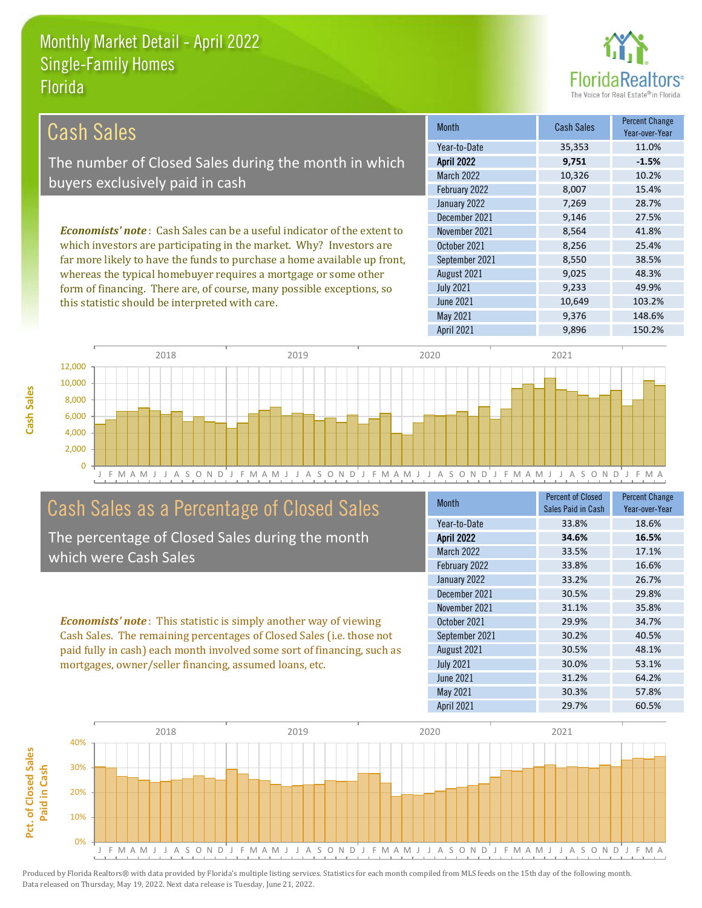# Monthly Market Detail - April 2022
## Single-Family Homes
## Florida

## Cash Sales

The number of Closed Sales during the month in which buyers exclusively paid in cash

***Economists' note***: Cash Sales can be a useful indicator of the extent to which investors are participating in the market. Why? Investors are far more likely to have the funds to purchase a home available up front, whereas the typical homebuyer requires a mortgage or some other form of financing. There are, of course, many possible exceptions, so this statistic should be interpreted with care.

| Month | Cash Sales | Percent Change Year-over-Year |
|---|---|---|
| Year-to-Date | 35,353 | 11.0% |
| **April 2022** | **9,751** | **-1.5%** |
| March 2022 | 10,326 | 10.2% |
| February 2022 | 8,007 | 15.4% |
| January 2022 | 7,269 | 28.7% |
| December 2021 | 9,146 | 27.5% |
| November 2021 | 8,564 | 41.8% |
| October 2021 | 8,256 | 25.4% |
| September 2021 | 8,550 | 38.5% |
| August 2021 | 9,025 | 48.3% |
| July 2021 | 9,233 | 49.9% |
| June 2021 | 10,649 | 103.2% |
| May 2021 | 9,376 | 148.6% |
| April 2021 | 9,896 | 150.2% |

## Cash Sales as a Percentage of Closed Sales

The percentage of Closed Sales during the month which were Cash Sales

***Economists' note***: This statistic is simply another way of viewing Cash Sales. The remaining percentages of Closed Sales (i.e. those not paid fully in cash) each month involved some sort of financing, such as mortgages, owner/seller financing, assumed loans, etc.

| Month | Percent of Closed Sales Paid in Cash | Percent Change Year-over-Year |
|---|---|---|
| Year-to-Date | 33.8% | 18.6% |
| **April 2022** | **34.6%** | **16.5%** |
| March 2022 | 33.5% | 17.1% |
| February 2022 | 33.8% | 16.6% |
| January 2022 | 33.2% | 26.7% |
| December 2021 | 30.5% | 29.8% |
| November 2021 | 31.1% | 35.8% |
| October 2021 | 29.9% | 34.7% |
| September 2021 | 30.2% | 40.5% |
| August 2021 | 30.5% | 48.1% |
| July 2021 | 30.0% | 53.1% |
| June 2021 | 31.2% | 64.2% |
| May 2021 | 30.3% | 57.8% |
| April 2021 | 29.7% | 60.5% |

Produced by Florida Realtors® with data provided by Florida's multiple listing services. Statistics for each month compiled from MLS feeds on the 15th day of the following month. Data released on Thursday, May 19, 2022. Next data release is Tuesday, June 21, 2022.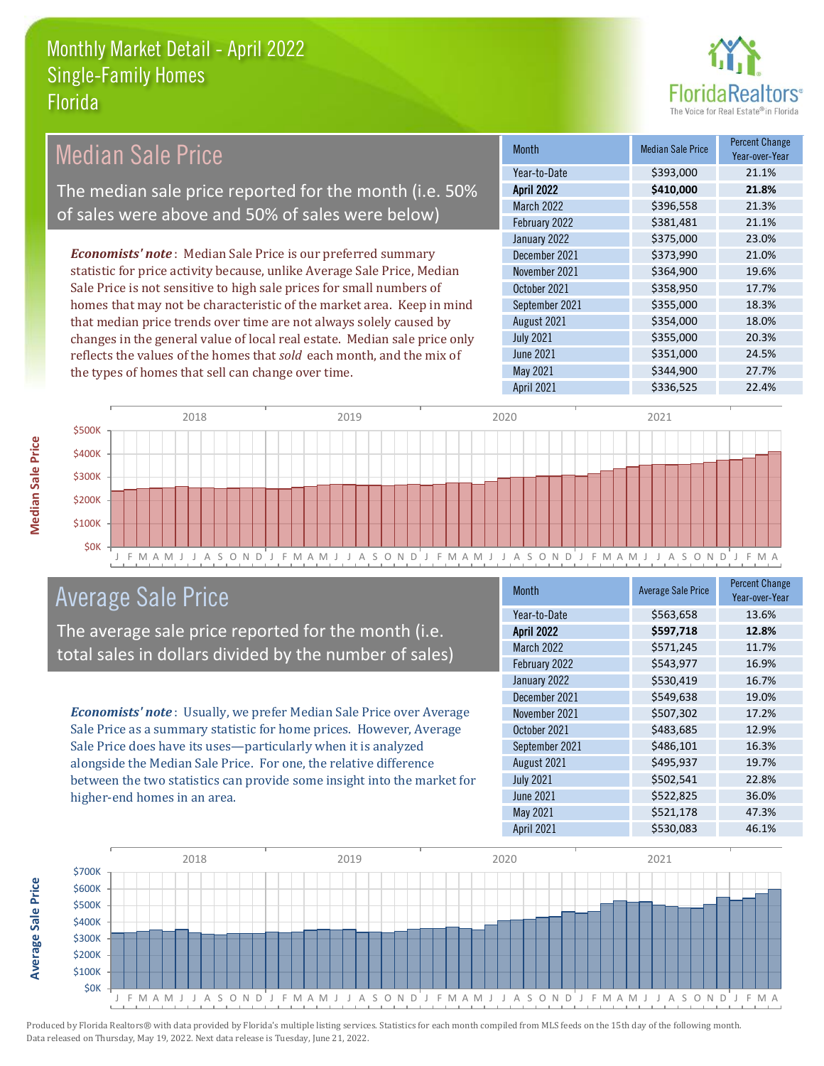# Monthly Market Detail - April 2022
## Single-Family Homes
## Florida

## Median Sale Price

The median sale price reported for the month (i.e. 50% of sales were above and 50% of sales were below)

***Economists' note***: Median Sale Price is our preferred summary statistic for price activity because, unlike Average Sale Price, Median Sale Price is not sensitive to high sale prices for small numbers of homes that may not be characteristic of the market area. Keep in mind that median price trends over time are not always solely caused by changes in the general value of local real estate. Median sale price only reflects the values of the homes that *sold* each month, and the mix of the types of homes that sell can change over time.

| Month | Median Sale Price | Percent Change Year-over-Year |
|---|---|---|
| Year-to-Date | $393,000 | 21.1% |
| **April 2022** | **$410,000** | **21.8%** |
| March 2022 | $396,558 | 21.3% |
| February 2022 | $381,481 | 21.1% |
| January 2022 | $375,000 | 23.0% |
| December 2021 | $373,990 | 21.0% |
| November 2021 | $364,900 | 19.6% |
| October 2021 | $358,950 | 17.7% |
| September 2021 | $355,000 | 18.3% |
| August 2021 | $354,000 | 18.0% |
| July 2021 | $355,000 | 20.3% |
| June 2021 | $351,000 | 24.5% |
| May 2021 | $344,900 | 27.7% |
| April 2021 | $336,525 | 22.4% |

## Average Sale Price

The average sale price reported for the month (i.e. total sales in dollars divided by the number of sales)

***Economists' note***: Usually, we prefer Median Sale Price over Average Sale Price as a summary statistic for home prices. However, Average Sale Price does have its uses—particularly when it is analyzed alongside the Median Sale Price. For one, the relative difference between the two statistics can provide some insight into the market for higher-end homes in an area.

| Month | Average Sale Price | Percent Change Year-over-Year |
|---|---|---|
| Year-to-Date | $563,658 | 13.6% |
| **April 2022** | **$597,718** | **12.8%** |
| March 2022 | $571,245 | 11.7% |
| February 2022 | $543,977 | 16.9% |
| January 2022 | $530,419 | 16.7% |
| December 2021 | $549,638 | 19.0% |
| November 2021 | $507,302 | 17.2% |
| October 2021 | $483,685 | 12.9% |
| September 2021 | $486,101 | 16.3% |
| August 2021 | $495,937 | 19.7% |
| July 2021 | $502,541 | 22.8% |
| June 2021 | $522,825 | 36.0% |
| May 2021 | $521,178 | 47.3% |
| April 2021 | $530,083 | 46.1% |

Produced by Florida Realtors® with data provided by Florida's multiple listing services. Statistics for each month compiled from MLS feeds on the 15th day of the following month. Data released on Thursday, May 19, 2022. Next data release is Tuesday, June 21, 2022.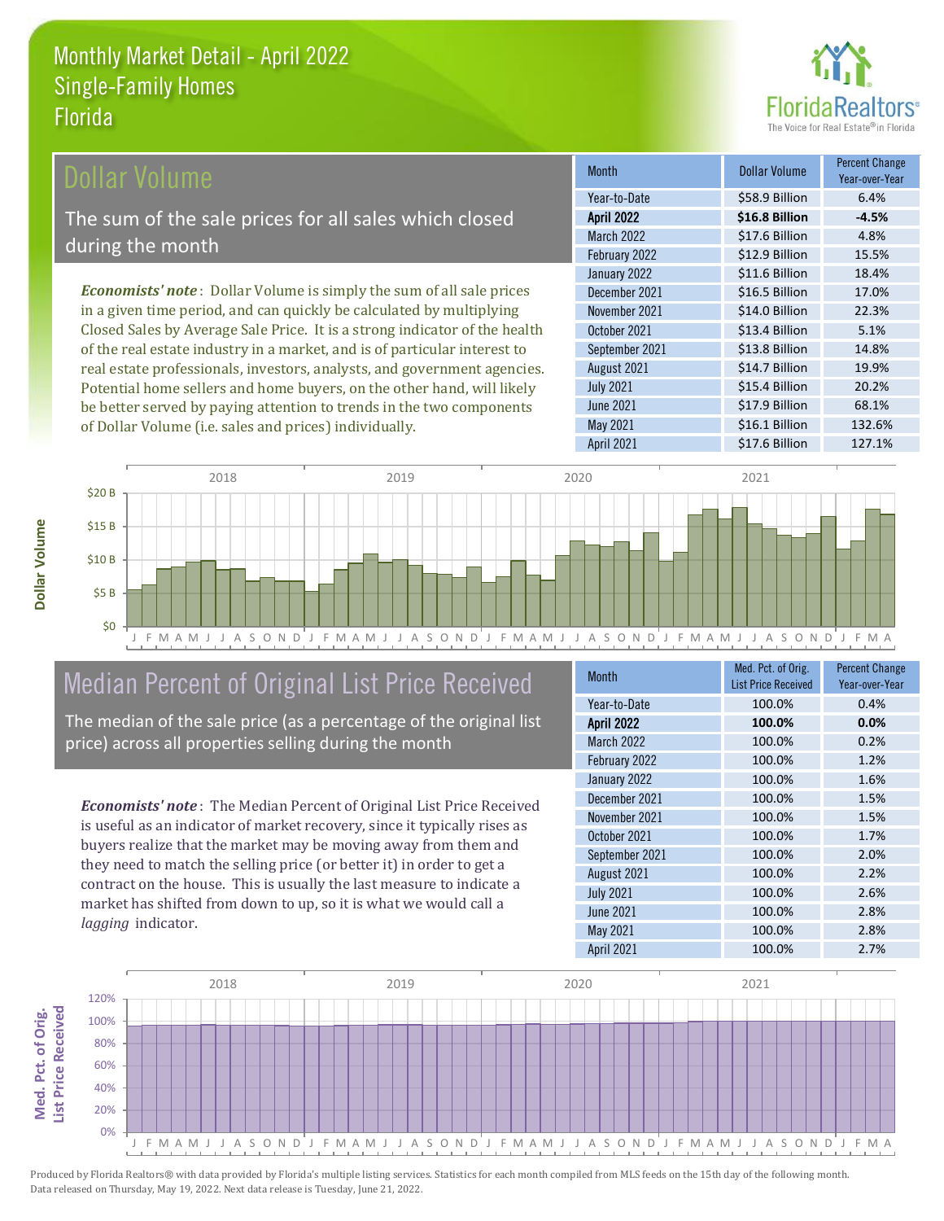# Monthly Market Detail - April 2022
## Single-Family Homes
## Florida

## Dollar Volume

The sum of the sale prices for all sales which closed during the month

*Economists' note*: Dollar Volume is simply the sum of all sale prices in a given time period, and can quickly be calculated by multiplying Closed Sales by Average Sale Price. It is a strong indicator of the health of the real estate industry in a market, and is of particular interest to real estate professionals, investors, analysts, and government agencies. Potential home sellers and home buyers, on the other hand, will likely be better served by paying attention to trends in the two components of Dollar Volume (i.e. sales and prices) individually.

| Month | Dollar Volume | Percent Change Year-over-Year |
|---|---|---|
| Year-to-Date | $58.9 Billion | 6.4% |
| **April 2022** | **$16.8 Billion** | **-4.5%** |
| March 2022 | $17.6 Billion | 4.8% |
| February 2022 | $12.9 Billion | 15.5% |
| January 2022 | $11.6 Billion | 18.4% |
| December 2021 | $16.5 Billion | 17.0% |
| November 2021 | $14.0 Billion | 22.3% |
| October 2021 | $13.4 Billion | 5.1% |
| September 2021 | $13.8 Billion | 14.8% |
| August 2021 | $14.7 Billion | 19.9% |
| July 2021 | $15.4 Billion | 20.2% |
| June 2021 | $17.9 Billion | 68.1% |
| May 2021 | $16.1 Billion | 132.6% |
| April 2021 | $17.6 Billion | 127.1% |

## Median Percent of Original List Price Received

The median of the sale price (as a percentage of the original list price) across all properties selling during the month

*Economists' note*: The Median Percent of Original List Price Received is useful as an indicator of market recovery, since it typically rises as buyers realize that the market may be moving away from them and they need to match the selling price (or better it) in order to get a contract on the house. This is usually the last measure to indicate a market has shifted from down to up, so it is what we would call a *lagging* indicator.

| Month | Med. Pct. of Orig. List Price Received | Percent Change Year-over-Year |
|---|---|---|
| Year-to-Date | 100.0% | 0.4% |
| **April 2022** | **100.0%** | **0.0%** |
| March 2022 | 100.0% | 0.2% |
| February 2022 | 100.0% | 1.2% |
| January 2022 | 100.0% | 1.6% |
| December 2021 | 100.0% | 1.5% |
| November 2021 | 100.0% | 1.5% |
| October 2021 | 100.0% | 1.7% |
| September 2021 | 100.0% | 2.0% |
| August 2021 | 100.0% | 2.2% |
| July 2021 | 100.0% | 2.6% |
| June 2021 | 100.0% | 2.8% |
| May 2021 | 100.0% | 2.8% |
| April 2021 | 100.0% | 2.7% |

Produced by Florida Realtors® with data provided by Florida's multiple listing services. Statistics for each month compiled from MLS feeds on the 15th day of the following month. Data released on Thursday, May 19, 2022. Next data release is Tuesday, June 21, 2022.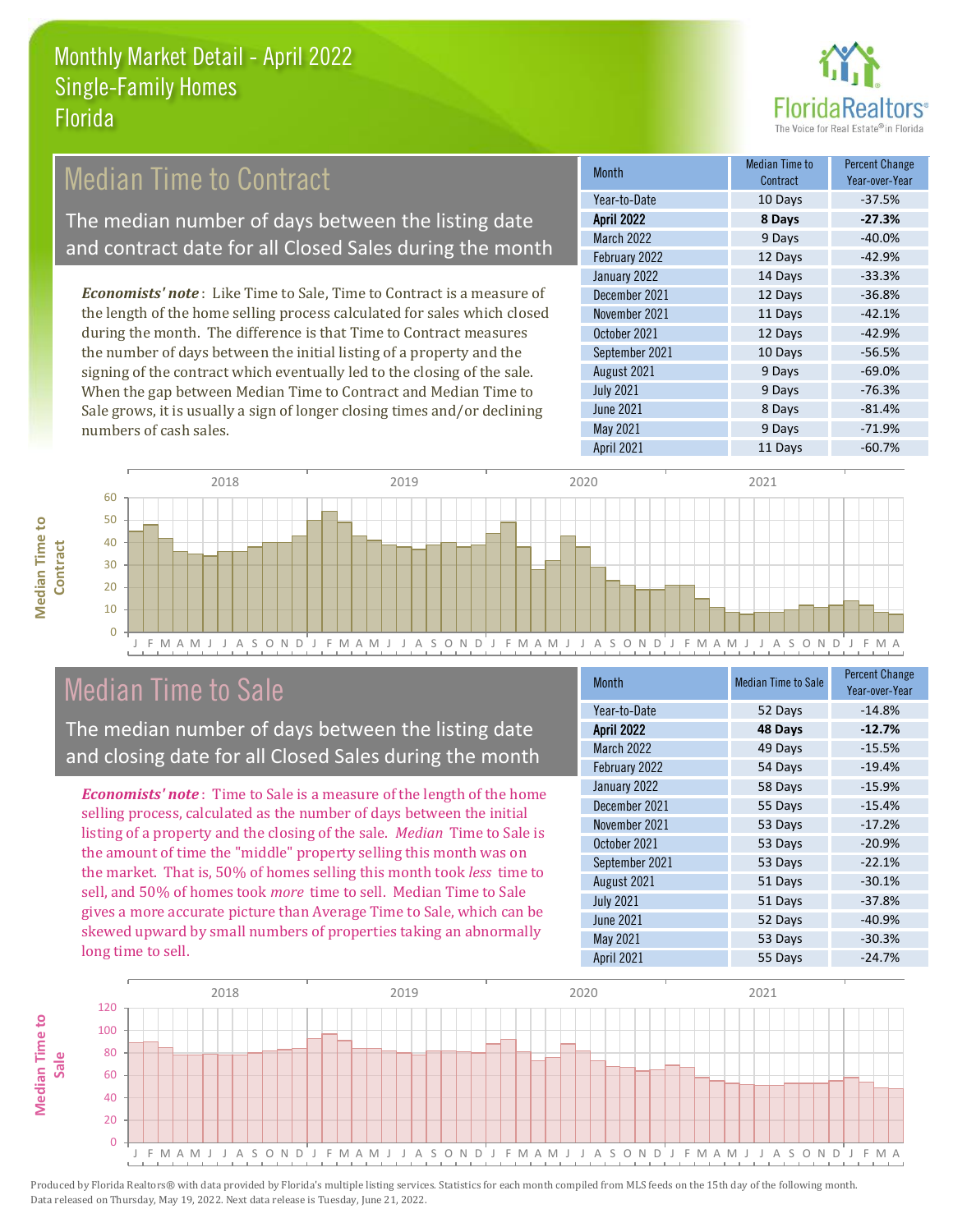# Monthly Market Detail - April 2022
## Single-Family Homes
## Florida

## Median Time to Contract

The median number of days between the listing date and contract date for all Closed Sales during the month

***Economists' note***: Like Time to Sale, Time to Contract is a measure of the length of the home selling process calculated for sales which closed during the month. The difference is that Time to Contract measures the number of days between the initial listing of a property and the signing of the contract which eventually led to the closing of the sale. When the gap between Median Time to Contract and Median Time to Sale grows, it is usually a sign of longer closing times and/or declining numbers of cash sales.

| Month | Median Time to Contract | Percent Change Year-over-Year |
|---|---|---|
| Year-to-Date | 10 Days | -37.5% |
| **April 2022** | **8 Days** | **-27.3%** |
| March 2022 | 9 Days | -40.0% |
| February 2022 | 12 Days | -42.9% |
| January 2022 | 14 Days | -33.3% |
| December 2021 | 12 Days | -36.8% |
| November 2021 | 11 Days | -42.1% |
| October 2021 | 12 Days | -42.9% |
| September 2021 | 10 Days | -56.5% |
| August 2021 | 9 Days | -69.0% |
| July 2021 | 9 Days | -76.3% |
| June 2021 | 8 Days | -81.4% |
| May 2021 | 9 Days | -71.9% |
| April 2021 | 11 Days | -60.7% |

## Median Time to Sale

The median number of days between the listing date and closing date for all Closed Sales during the month

***Economists' note***: Time to Sale is a measure of the length of the home selling process, calculated as the number of days between the initial listing of a property and the closing of the sale. *Median* Time to Sale is the amount of time the "middle" property selling this month was on the market. That is, 50% of homes selling this month took *less* time to sell, and 50% of homes took *more* time to sell. Median Time to Sale gives a more accurate picture than Average Time to Sale, which can be skewed upward by small numbers of properties taking an abnormally long time to sell.

| Month | Median Time to Sale | Percent Change Year-over-Year |
|---|---|---|
| Year-to-Date | 52 Days | -14.8% |
| **April 2022** | **48 Days** | **-12.7%** |
| March 2022 | 49 Days | -15.5% |
| February 2022 | 54 Days | -19.4% |
| January 2022 | 58 Days | -15.9% |
| December 2021 | 55 Days | -15.4% |
| November 2021 | 53 Days | -17.2% |
| October 2021 | 53 Days | -20.9% |
| September 2021 | 53 Days | -22.1% |
| August 2021 | 51 Days | -30.1% |
| July 2021 | 51 Days | -37.8% |
| June 2021 | 52 Days | -40.9% |
| May 2021 | 53 Days | -30.3% |
| April 2021 | 55 Days | -24.7% |

Produced by Florida Realtors® with data provided by Florida's multiple listing services. Statistics for each month compiled from MLS feeds on the 15th day of the following month. Data released on Thursday, May 19, 2022. Next data release is Tuesday, June 21, 2022.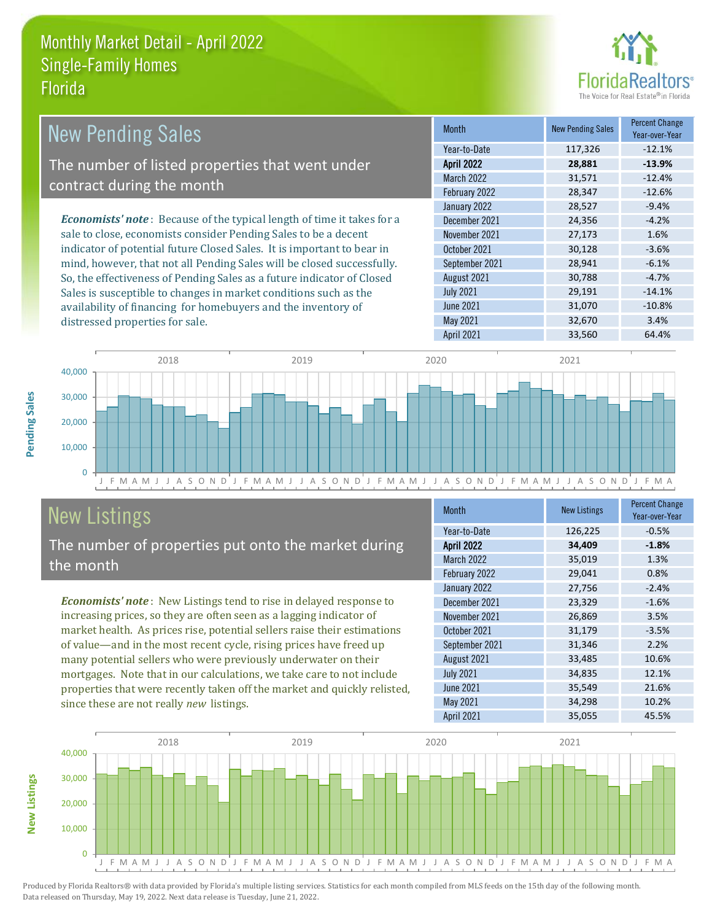# Monthly Market Detail - April 2022
## Single-Family Homes
## Florida

## New Pending Sales

The number of listed properties that went under contract during the month

***Economists' note***: Because of the typical length of time it takes for a sale to close, economists consider Pending Sales to be a decent indicator of potential future Closed Sales. It is important to bear in mind, however, that not all Pending Sales will be closed successfully. So, the effectiveness of Pending Sales as a future indicator of Closed Sales is susceptible to changes in market conditions such as the availability of financing for homebuyers and the inventory of distressed properties for sale.

| Month | New Pending Sales | Percent Change Year-over-Year |
|---|---|---|
| Year-to-Date | 117,326 | -12.1% |
| **April 2022** | **28,881** | **-13.9%** |
| March 2022 | 31,571 | -12.4% |
| February 2022 | 28,347 | -12.6% |
| January 2022 | 28,527 | -9.4% |
| December 2021 | 24,356 | -4.2% |
| November 2021 | 27,173 | 1.6% |
| October 2021 | 30,128 | -3.6% |
| September 2021 | 28,941 | -6.1% |
| August 2021 | 30,788 | -4.7% |
| July 2021 | 29,191 | -14.1% |
| June 2021 | 31,070 | -10.8% |
| May 2021 | 32,670 | 3.4% |
| April 2021 | 33,560 | 64.4% |

## New Listings

The number of properties put onto the market during the month

***Economists' note***: New Listings tend to rise in delayed response to increasing prices, so they are often seen as a lagging indicator of market health. As prices rise, potential sellers raise their estimations of value—and in the most recent cycle, rising prices have freed up many potential sellers who were previously underwater on their mortgages. Note that in our calculations, we take care to not include properties that were recently taken off the market and quickly relisted, since these are not really *new* listings.

| Month | New Listings | Percent Change Year-over-Year |
|---|---|---|
| Year-to-Date | 126,225 | -0.5% |
| **April 2022** | **34,409** | **-1.8%** |
| March 2022 | 35,019 | 1.3% |
| February 2022 | 29,041 | 0.8% |
| January 2022 | 27,756 | -2.4% |
| December 2021 | 23,329 | -1.6% |
| November 2021 | 26,869 | 3.5% |
| October 2021 | 31,179 | -3.5% |
| September 2021 | 31,346 | 2.2% |
| August 2021 | 33,485 | 10.6% |
| July 2021 | 34,835 | 12.1% |
| June 2021 | 35,549 | 21.6% |
| May 2021 | 34,298 | 10.2% |
| April 2021 | 35,055 | 45.5% |

Produced by Florida Realtors® with data provided by Florida's multiple listing services. Statistics for each month compiled from MLS feeds on the 15th day of the following month. Data released on Thursday, May 19, 2022. Next data release is Tuesday, June 21, 2022.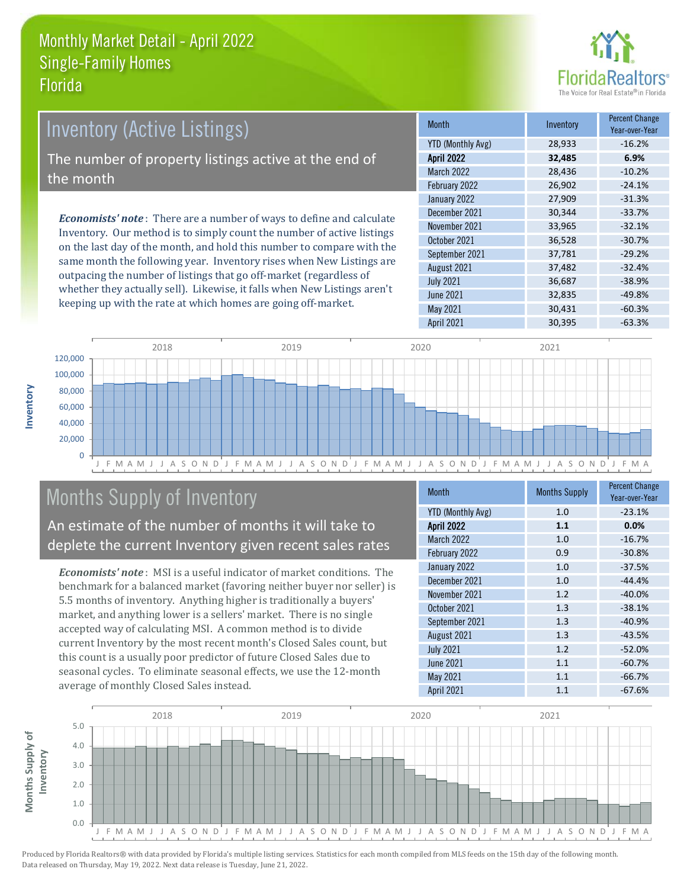# Monthly Market Detail - April 2022
## Single-Family Homes
## Florida

## Inventory (Active Listings)

The number of property listings active at the end of the month

***Economists' note***: There are a number of ways to define and calculate Inventory. Our method is to simply count the number of active listings on the last day of the month, and hold this number to compare with the same month the following year. Inventory rises when New Listings are outpacing the number of listings that go off-market (regardless of whether they actually sell). Likewise, it falls when New Listings aren't keeping up with the rate at which homes are going off-market.

| Month | Inventory | Percent Change Year-over-Year |
|---|---|---|
| YTD (Monthly Avg) | 28,933 | -16.2% |
| **April 2022** | **32,485** | **6.9%** |
| March 2022 | 28,436 | -10.2% |
| February 2022 | 26,902 | -24.1% |
| January 2022 | 27,909 | -31.3% |
| December 2021 | 30,344 | -33.7% |
| November 2021 | 33,965 | -32.1% |
| October 2021 | 36,528 | -30.7% |
| September 2021 | 37,781 | -29.2% |
| August 2021 | 37,482 | -32.4% |
| July 2021 | 36,687 | -38.9% |
| June 2021 | 32,835 | -49.8% |
| May 2021 | 30,431 | -60.3% |
| April 2021 | 30,395 | -63.3% |

## Months Supply of Inventory

An estimate of the number of months it will take to deplete the current Inventory given recent sales rates

***Economists' note***: MSI is a useful indicator of market conditions. The benchmark for a balanced market (favoring neither buyer nor seller) is 5.5 months of inventory. Anything higher is traditionally a buyers' market, and anything lower is a sellers' market. There is no single accepted way of calculating MSI. A common method is to divide current Inventory by the most recent month's Closed Sales count, but this count is a usually poor predictor of future Closed Sales due to seasonal cycles. To eliminate seasonal effects, we use the 12-month average of monthly Closed Sales instead.

| Month | Months Supply | Percent Change Year-over-Year |
|---|---|---|
| YTD (Monthly Avg) | 1.0 | -23.1% |
| **April 2022** | **1.1** | **0.0%** |
| March 2022 | 1.0 | -16.7% |
| February 2022 | 0.9 | -30.8% |
| January 2022 | 1.0 | -37.5% |
| December 2021 | 1.0 | -44.4% |
| November 2021 | 1.2 | -40.0% |
| October 2021 | 1.3 | -38.1% |
| September 2021 | 1.3 | -40.9% |
| August 2021 | 1.3 | -43.5% |
| July 2021 | 1.2 | -52.0% |
| June 2021 | 1.1 | -60.7% |
| May 2021 | 1.1 | -66.7% |
| April 2021 | 1.1 | -67.6% |

Produced by Florida Realtors® with data provided by Florida's multiple listing services. Statistics for each month compiled from MLS feeds on the 15th day of the following month. Data released on Thursday, May 19, 2022. Next data release is Tuesday, June 21, 2022.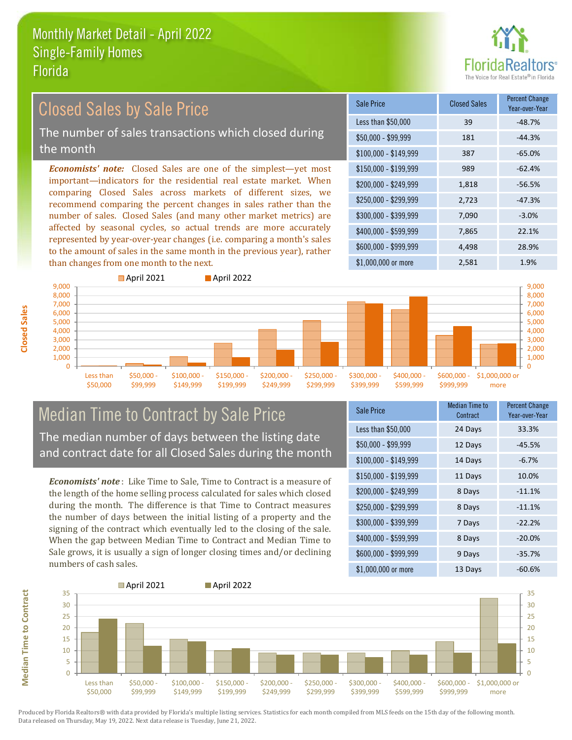# Monthly Market Detail - April 2022
## Single-Family Homes
## Florida

## Closed Sales by Sale Price

The number of sales transactions which closed during the month

***Economists' note:*** Closed Sales are one of the simplest—yet most important—indicators for the residential real estate market. When comparing Closed Sales across markets of different sizes, we recommend comparing the percent changes in sales rather than the number of sales. Closed Sales (and many other market metrics) are affected by seasonal cycles, so actual trends are more accurately represented by year-over-year changes (i.e. comparing a month's sales to the amount of sales in the same month in the previous year), rather than changes from one month to the next.

| Sale Price | Closed Sales | Percent Change Year-over-Year |
|---|---|---|
| Less than $50,000 | 39 | -48.7% |
| $50,000 - $99,999 | 181 | -44.3% |
| $100,000 - $149,999 | 387 | -65.0% |
| $150,000 - $199,999 | 989 | -62.4% |
| $200,000 - $249,999 | 1,818 | -56.5% |
| $250,000 - $299,999 | 2,723 | -47.3% |
| $300,000 - $399,999 | 7,090 | -3.0% |
| $400,000 - $599,999 | 7,865 | 22.1% |
| $600,000 - $999,999 | 4,498 | 28.9% |
| $1,000,000 or more | 2,581 | 1.9% |

## Median Time to Contract by Sale Price

The median number of days between the listing date and contract date for all Closed Sales during the month

***Economists' note*** : Like Time to Sale, Time to Contract is a measure of the length of the home selling process calculated for sales which closed during the month. The difference is that Time to Contract measures the number of days between the initial listing of a property and the signing of the contract which eventually led to the closing of the sale. When the gap between Median Time to Contract and Median Time to Sale grows, it is usually a sign of longer closing times and/or declining numbers of cash sales.

| Sale Price | Median Time to Contract | Percent Change Year-over-Year |
|---|---|---|
| Less than $50,000 | 24 Days | 33.3% |
| $50,000 - $99,999 | 12 Days | -45.5% |
| $100,000 - $149,999 | 14 Days | -6.7% |
| $150,000 - $199,999 | 11 Days | 10.0% |
| $200,000 - $249,999 | 8 Days | -11.1% |
| $250,000 - $299,999 | 8 Days | -11.1% |
| $300,000 - $399,999 | 7 Days | -22.2% |
| $400,000 - $599,999 | 8 Days | -20.0% |
| $600,000 - $999,999 | 9 Days | -35.7% |
| $1,000,000 or more | 13 Days | -60.6% |

Produced by Florida Realtors® with data provided by Florida's multiple listing services. Statistics for each month compiled from MLS feeds on the 15th day of the following month. Data released on Thursday, May 19, 2022. Next data release is Tuesday, June 21, 2022.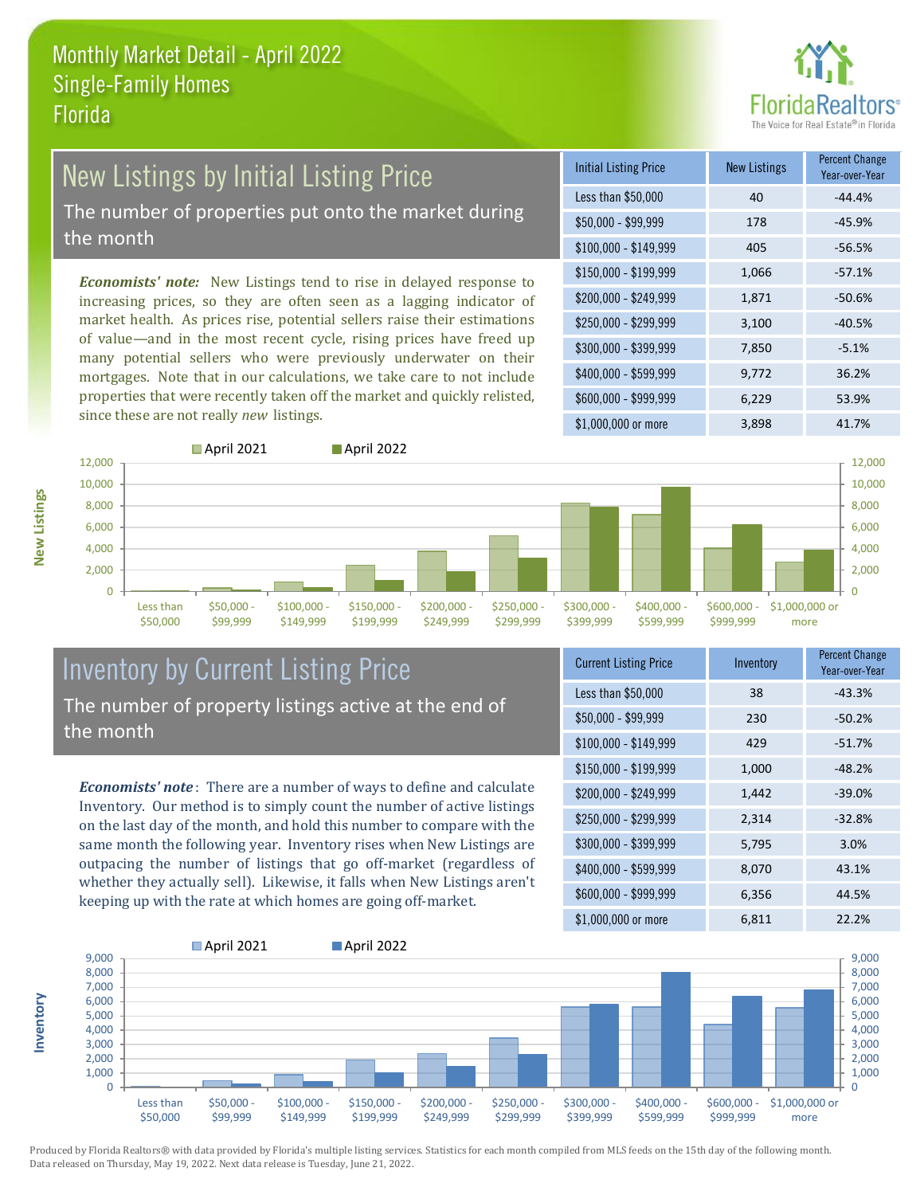# Monthly Market Detail - April 2022
## Single-Family Homes
## Florida

## New Listings by Initial Listing Price

The number of properties put onto the market during the month

*Economists' note:* New Listings tend to rise in delayed response to increasing prices, so they are often seen as a lagging indicator of market health. As prices rise, potential sellers raise their estimations of value—and in the most recent cycle, rising prices have freed up many potential sellers who were previously underwater on their mortgages. Note that in our calculations, we take care to not include properties that were recently taken off the market and quickly relisted, since these are not really *new* listings.

| Initial Listing Price | New Listings | Percent Change Year-over-Year |
|---|---|---|
| Less than $50,000 | 40 | -44.4% |
| $50,000 - $99,999 | 178 | -45.9% |
| $100,000 - $149,999 | 405 | -56.5% |
| $150,000 - $199,999 | 1,066 | -57.1% |
| $200,000 - $249,999 | 1,871 | -50.6% |
| $250,000 - $299,999 | 3,100 | -40.5% |
| $300,000 - $399,999 | 7,850 | -5.1% |
| $400,000 - $599,999 | 9,772 | 36.2% |
| $600,000 - $999,999 | 6,229 | 53.9% |
| $1,000,000 or more | 3,898 | 41.7% |

## Inventory by Current Listing Price

The number of property listings active at the end of the month

*Economists' note*: There are a number of ways to define and calculate Inventory. Our method is to simply count the number of active listings on the last day of the month, and hold this number to compare with the same month the following year. Inventory rises when New Listings are outpacing the number of listings that go off-market (regardless of whether they actually sell). Likewise, it falls when New Listings aren't keeping up with the rate at which homes are going off-market.

| Current Listing Price | Inventory | Percent Change Year-over-Year |
|---|---|---|
| Less than $50,000 | 38 | -43.3% |
| $50,000 - $99,999 | 230 | -50.2% |
| $100,000 - $149,999 | 429 | -51.7% |
| $150,000 - $199,999 | 1,000 | -48.2% |
| $200,000 - $249,999 | 1,442 | -39.0% |
| $250,000 - $299,999 | 2,314 | -32.8% |
| $300,000 - $399,999 | 5,795 | 3.0% |
| $400,000 - $599,999 | 8,070 | 43.1% |
| $600,000 - $999,999 | 6,356 | 44.5% |
| $1,000,000 or more | 6,811 | 22.2% |

Produced by Florida Realtors® with data provided by Florida's multiple listing services. Statistics for each month compiled from MLS feeds on the 15th day of the following month. Data released on Thursday, May 19, 2022. Next data release is Tuesday, June 21, 2022.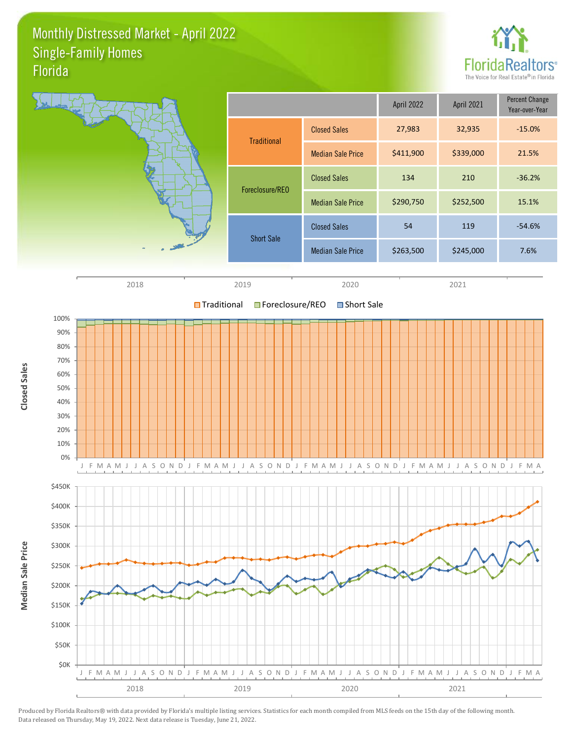# Monthly Distressed Market - April 2022
## Single-Family Homes
## Florida

FloridaRealtors®
The Voice for Real Estate® in Florida

| | | April 2022 | April 2021 | Percent Change Year-over-Year |
|---|---|---|---|---|
| Traditional | Closed Sales | 27,983 | 32,935 | -15.0% |
| | Median Sale Price | $411,900 | $339,000 | 21.5% |
| Foreclosure/REO | Closed Sales | 134 | 210 | -36.2% |
| | Median Sale Price | $290,750 | $252,500 | 15.1% |
| Short Sale | Closed Sales | 54 | 119 | -54.6% |
| | Median Sale Price | $263,500 | $245,000 | 7.6% |

2018 2019 2020 2021

Traditional Foreclosure/REO Short Sale

Closed Sales

100% 90% 80% 70% 60% 50% 40% 30% 20% 10% 0%

J F M A M J J A S O N D J F M A M J J A S O N D J F M A M J J A S O N D J F M A M J J A S O N D J F M A

Median Sale Price

$450K $400K $350K $300K $250K $200K $150K $100K $50K $0K

J F M A M J J A S O N D J F M A M J J A S O N D J F M A M J J A S O N D J F M A M J J A S O N D J F M A

2018 2019 2020 2021

Produced by Florida Realtors® with data provided by Florida's multiple listing services. Statistics for each month compiled from MLS feeds on the 15th day of the following month.
Data released on Thursday, May 19, 2022. Next data release is Tuesday, June 21, 2022.